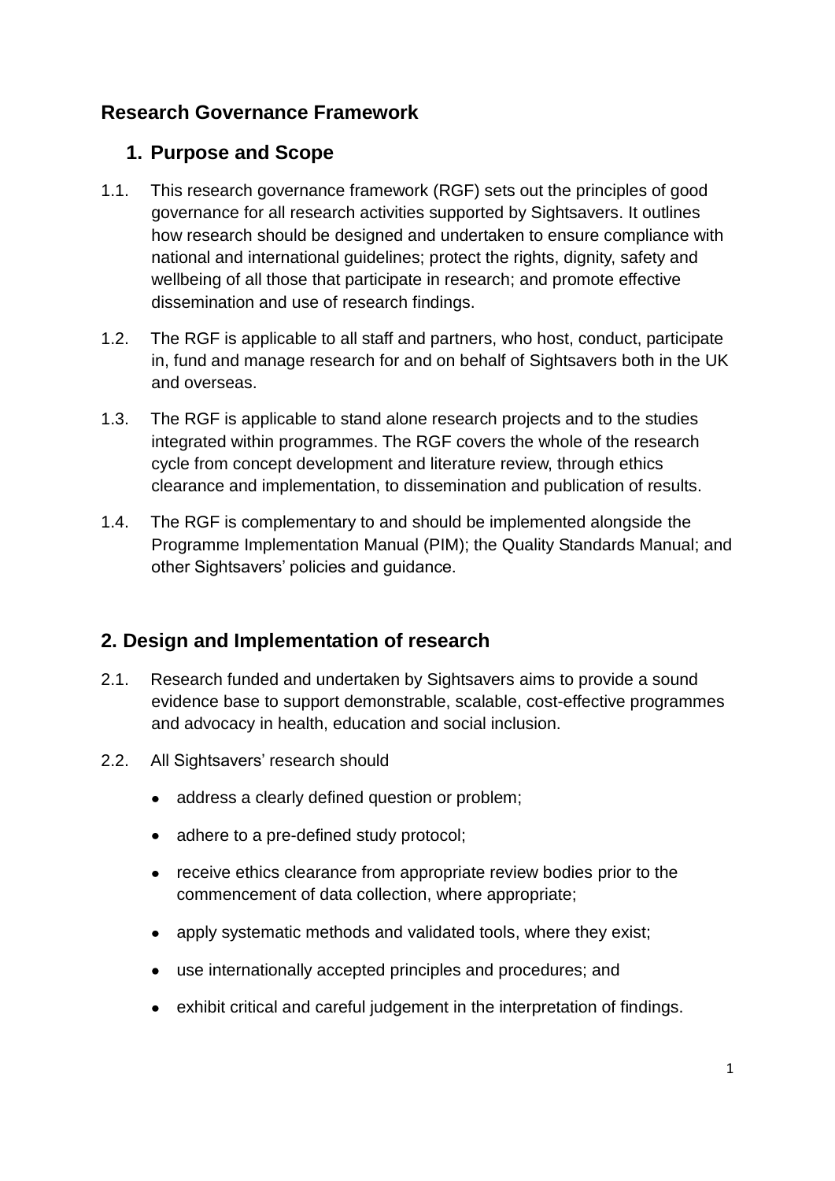## Research Governance Framework

### 1. Purpose and Scope

1.1. This research governance framework (RGF) sets out the principles of good governance for all research activities supported by Sightsavers. It outlines how research should be designed and undertaken to ensure compliance with national and international guidelines; protect the rights, dignity, safety and wellbeing of all those that participate in research; and promote effective dissemination and use of research findings.

1.2. The RGF is applicable to all staff and partners, who host, conduct, participate in, fund and manage research for and on behalf of Sightsavers both in the UK and overseas.

1.3. The RGF is applicable to stand alone research projects and to the studies integrated within programmes. The RGF covers the whole of the research cycle from concept development and literature review, through ethics clearance and implementation, to dissemination and publication of results.

1.4. The RGF is complementary to and should be implemented alongside the Programme Implementation Manual (PIM); the Quality Standards Manual; and other Sightsavers' policies and guidance.

### 2. Design and Implementation of research

2.1. Research funded and undertaken by Sightsavers aims to provide a sound evidence base to support demonstrable, scalable, cost-effective programmes and advocacy in health, education and social inclusion.

2.2. All Sightsavers' research should

- address a clearly defined question or problem;
- adhere to a pre-defined study protocol;
- receive ethics clearance from appropriate review bodies prior to the commencement of data collection, where appropriate;
- apply systematic methods and validated tools, where they exist;
- use internationally accepted principles and procedures; and
- exhibit critical and careful judgement in the interpretation of findings.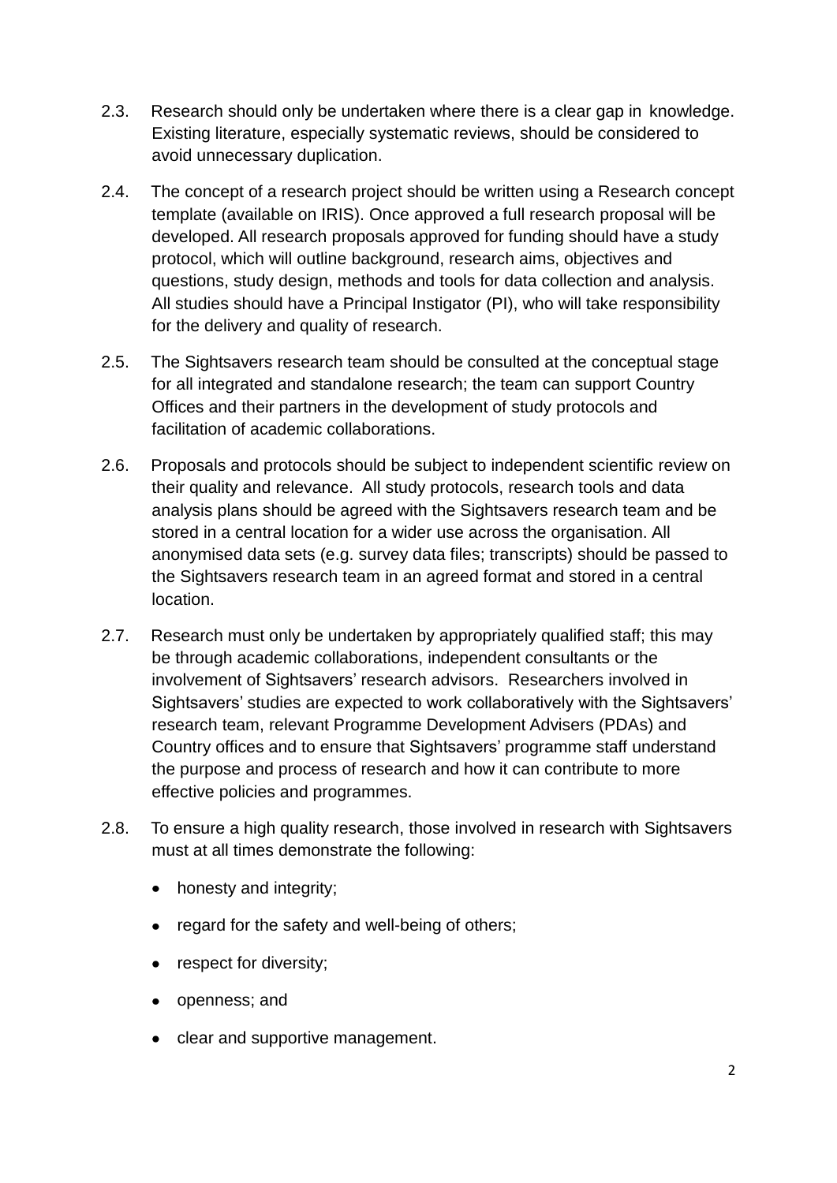2.3. Research should only be undertaken where there is a clear gap in knowledge. Existing literature, especially systematic reviews, should be considered to avoid unnecessary duplication.

2.4. The concept of a research project should be written using a Research concept template (available on IRIS). Once approved a full research proposal will be developed. All research proposals approved for funding should have a study protocol, which will outline background, research aims, objectives and questions, study design, methods and tools for data collection and analysis. All studies should have a Principal Instigator (PI), who will take responsibility for the delivery and quality of research.

2.5. The Sightsavers research team should be consulted at the conceptual stage for all integrated and standalone research; the team can support Country Offices and their partners in the development of study protocols and facilitation of academic collaborations.

2.6. Proposals and protocols should be subject to independent scientific review on their quality and relevance. All study protocols, research tools and data analysis plans should be agreed with the Sightsavers research team and be stored in a central location for a wider use across the organisation. All anonymised data sets (e.g. survey data files; transcripts) should be passed to the Sightsavers research team in an agreed format and stored in a central location.

2.7. Research must only be undertaken by appropriately qualified staff; this may be through academic collaborations, independent consultants or the involvement of Sightsavers' research advisors. Researchers involved in Sightsavers' studies are expected to work collaboratively with the Sightsavers' research team, relevant Programme Development Advisers (PDAs) and Country offices and to ensure that Sightsavers' programme staff understand the purpose and process of research and how it can contribute to more effective policies and programmes.

2.8. To ensure a high quality research, those involved in research with Sightsavers must at all times demonstrate the following:

- honesty and integrity;
- regard for the safety and well-being of others;
- respect for diversity;
- openness; and
- clear and supportive management.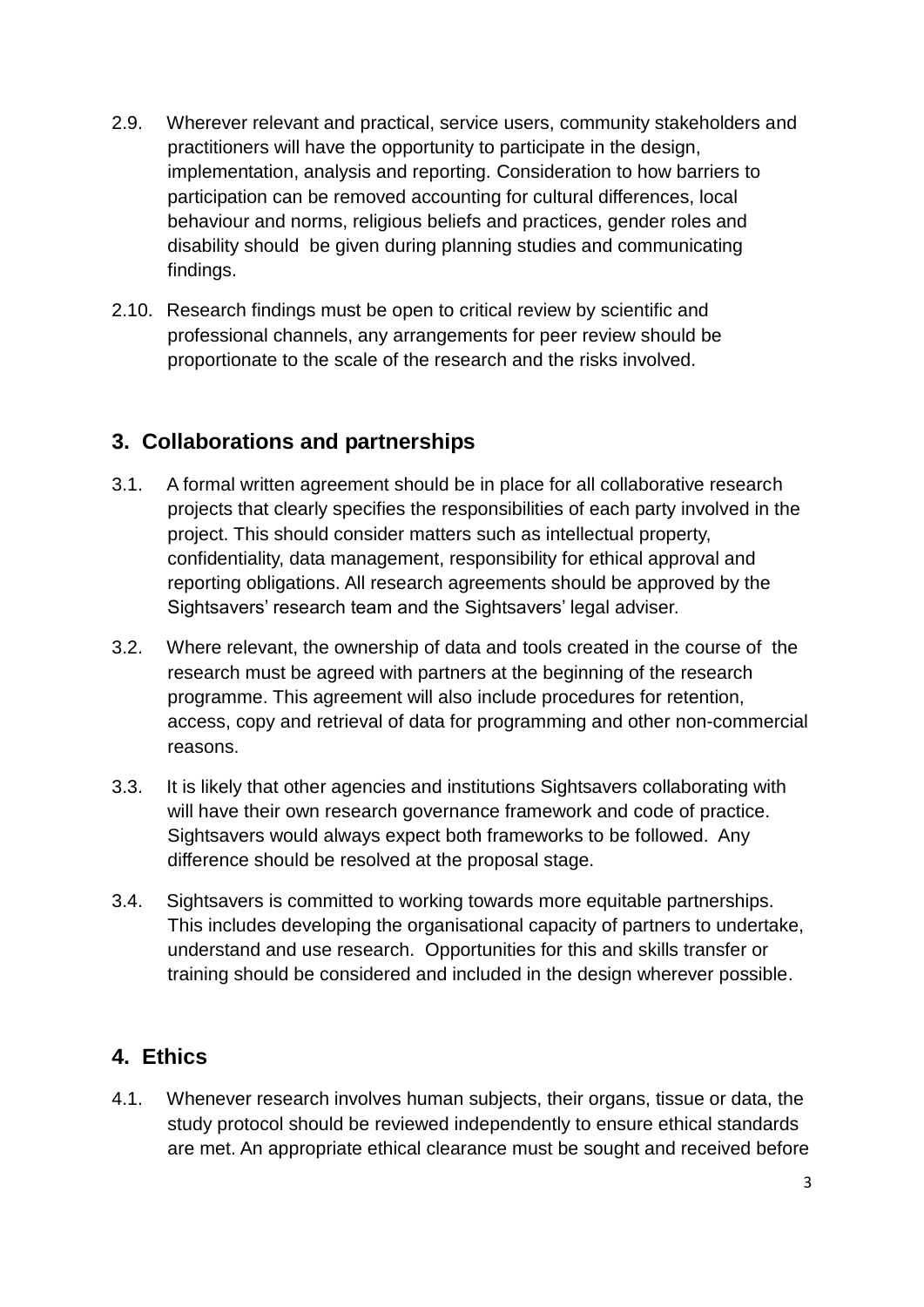2.9. Wherever relevant and practical, service users, community stakeholders and practitioners will have the opportunity to participate in the design, implementation, analysis and reporting. Consideration to how barriers to participation can be removed accounting for cultural differences, local behaviour and norms, religious beliefs and practices, gender roles and disability should be given during planning studies and communicating findings.

2.10. Research findings must be open to critical review by scientific and professional channels, any arrangements for peer review should be proportionate to the scale of the research and the risks involved.

## 3. Collaborations and partnerships

3.1. A formal written agreement should be in place for all collaborative research projects that clearly specifies the responsibilities of each party involved in the project. This should consider matters such as intellectual property, confidentiality, data management, responsibility for ethical approval and reporting obligations. All research agreements should be approved by the Sightsavers' research team and the Sightsavers' legal adviser.

3.2. Where relevant, the ownership of data and tools created in the course of the research must be agreed with partners at the beginning of the research programme. This agreement will also include procedures for retention, access, copy and retrieval of data for programming and other non-commercial reasons.

3.3. It is likely that other agencies and institutions Sightsavers collaborating with will have their own research governance framework and code of practice. Sightsavers would always expect both frameworks to be followed. Any difference should be resolved at the proposal stage.

3.4. Sightsavers is committed to working towards more equitable partnerships. This includes developing the organisational capacity of partners to undertake, understand and use research. Opportunities for this and skills transfer or training should be considered and included in the design wherever possible.

## 4. Ethics

4.1. Whenever research involves human subjects, their organs, tissue or data, the study protocol should be reviewed independently to ensure ethical standards are met. An appropriate ethical clearance must be sought and received before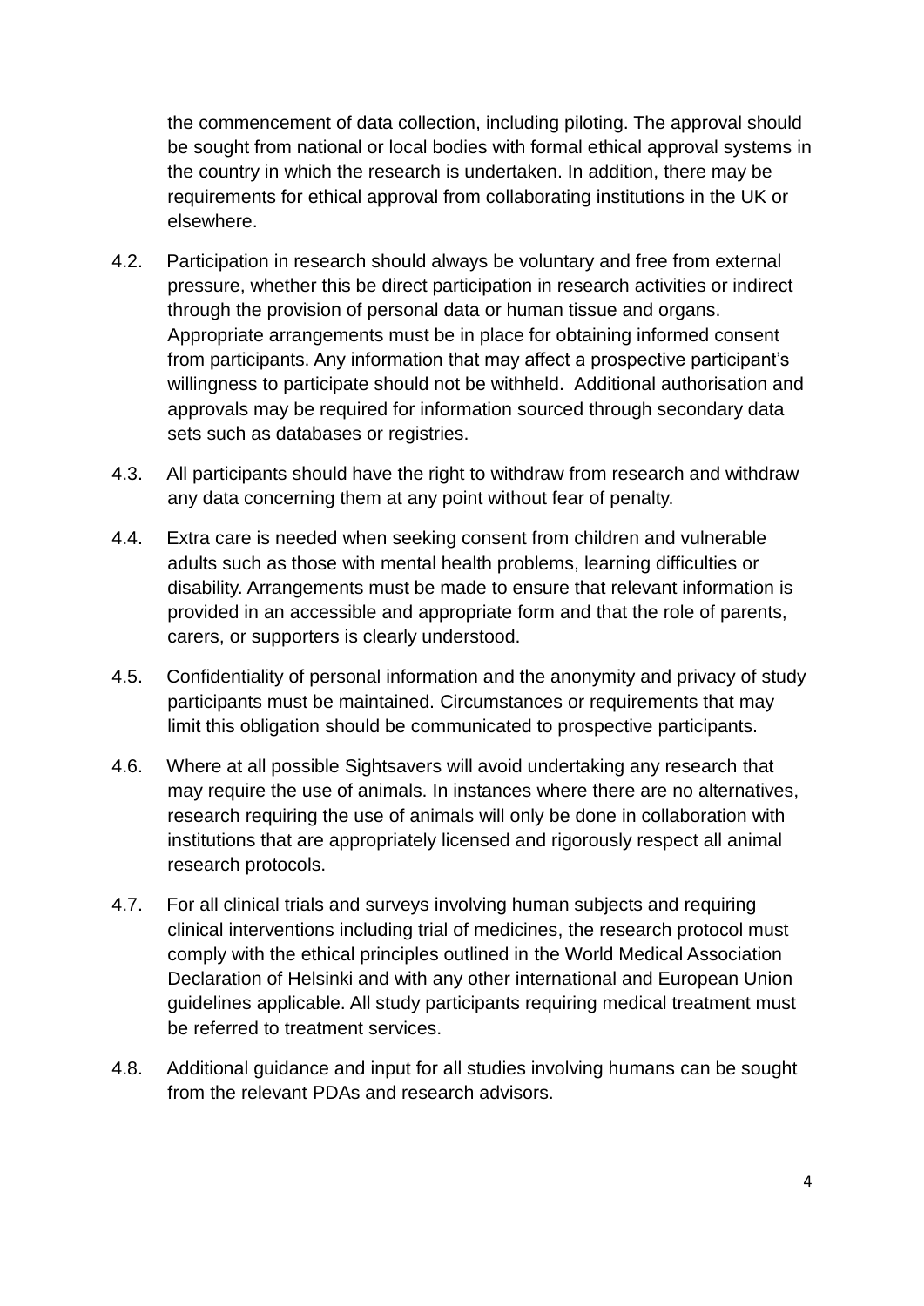the commencement of data collection, including piloting. The approval should be sought from national or local bodies with formal ethical approval systems in the country in which the research is undertaken. In addition, there may be requirements for ethical approval from collaborating institutions in the UK or elsewhere.

4.2. Participation in research should always be voluntary and free from external pressure, whether this be direct participation in research activities or indirect through the provision of personal data or human tissue and organs. Appropriate arrangements must be in place for obtaining informed consent from participants. Any information that may affect a prospective participant's willingness to participate should not be withheld. Additional authorisation and approvals may be required for information sourced through secondary data sets such as databases or registries.

4.3. All participants should have the right to withdraw from research and withdraw any data concerning them at any point without fear of penalty.

4.4. Extra care is needed when seeking consent from children and vulnerable adults such as those with mental health problems, learning difficulties or disability. Arrangements must be made to ensure that relevant information is provided in an accessible and appropriate form and that the role of parents, carers, or supporters is clearly understood.

4.5. Confidentiality of personal information and the anonymity and privacy of study participants must be maintained. Circumstances or requirements that may limit this obligation should be communicated to prospective participants.

4.6. Where at all possible Sightsavers will avoid undertaking any research that may require the use of animals. In instances where there are no alternatives, research requiring the use of animals will only be done in collaboration with institutions that are appropriately licensed and rigorously respect all animal research protocols.

4.7. For all clinical trials and surveys involving human subjects and requiring clinical interventions including trial of medicines, the research protocol must comply with the ethical principles outlined in the World Medical Association Declaration of Helsinki and with any other international and European Union guidelines applicable. All study participants requiring medical treatment must be referred to treatment services.

4.8. Additional guidance and input for all studies involving humans can be sought from the relevant PDAs and research advisors.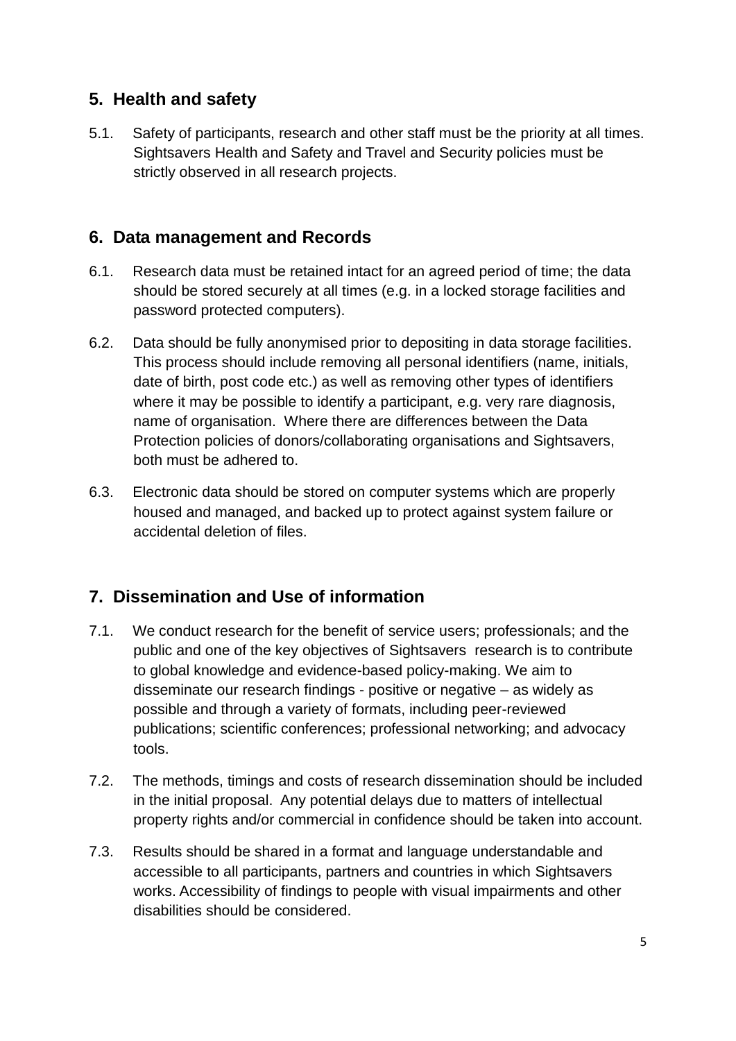## 5. Health and safety

5.1. Safety of participants, research and other staff must be the priority at all times. Sightsavers Health and Safety and Travel and Security policies must be strictly observed in all research projects.

## 6. Data management and Records

6.1. Research data must be retained intact for an agreed period of time; the data should be stored securely at all times (e.g. in a locked storage facilities and password protected computers).

6.2. Data should be fully anonymised prior to depositing in data storage facilities. This process should include removing all personal identifiers (name, initials, date of birth, post code etc.) as well as removing other types of identifiers where it may be possible to identify a participant, e.g. very rare diagnosis, name of organisation. Where there are differences between the Data Protection policies of donors/collaborating organisations and Sightsavers, both must be adhered to.

6.3. Electronic data should be stored on computer systems which are properly housed and managed, and backed up to protect against system failure or accidental deletion of files.

## 7. Dissemination and Use of information

7.1. We conduct research for the benefit of service users; professionals; and the public and one of the key objectives of Sightsavers research is to contribute to global knowledge and evidence-based policy-making. We aim to disseminate our research findings - positive or negative – as widely as possible and through a variety of formats, including peer-reviewed publications; scientific conferences; professional networking; and advocacy tools.

7.2. The methods, timings and costs of research dissemination should be included in the initial proposal. Any potential delays due to matters of intellectual property rights and/or commercial in confidence should be taken into account.

7.3. Results should be shared in a format and language understandable and accessible to all participants, partners and countries in which Sightsavers works. Accessibility of findings to people with visual impairments and other disabilities should be considered.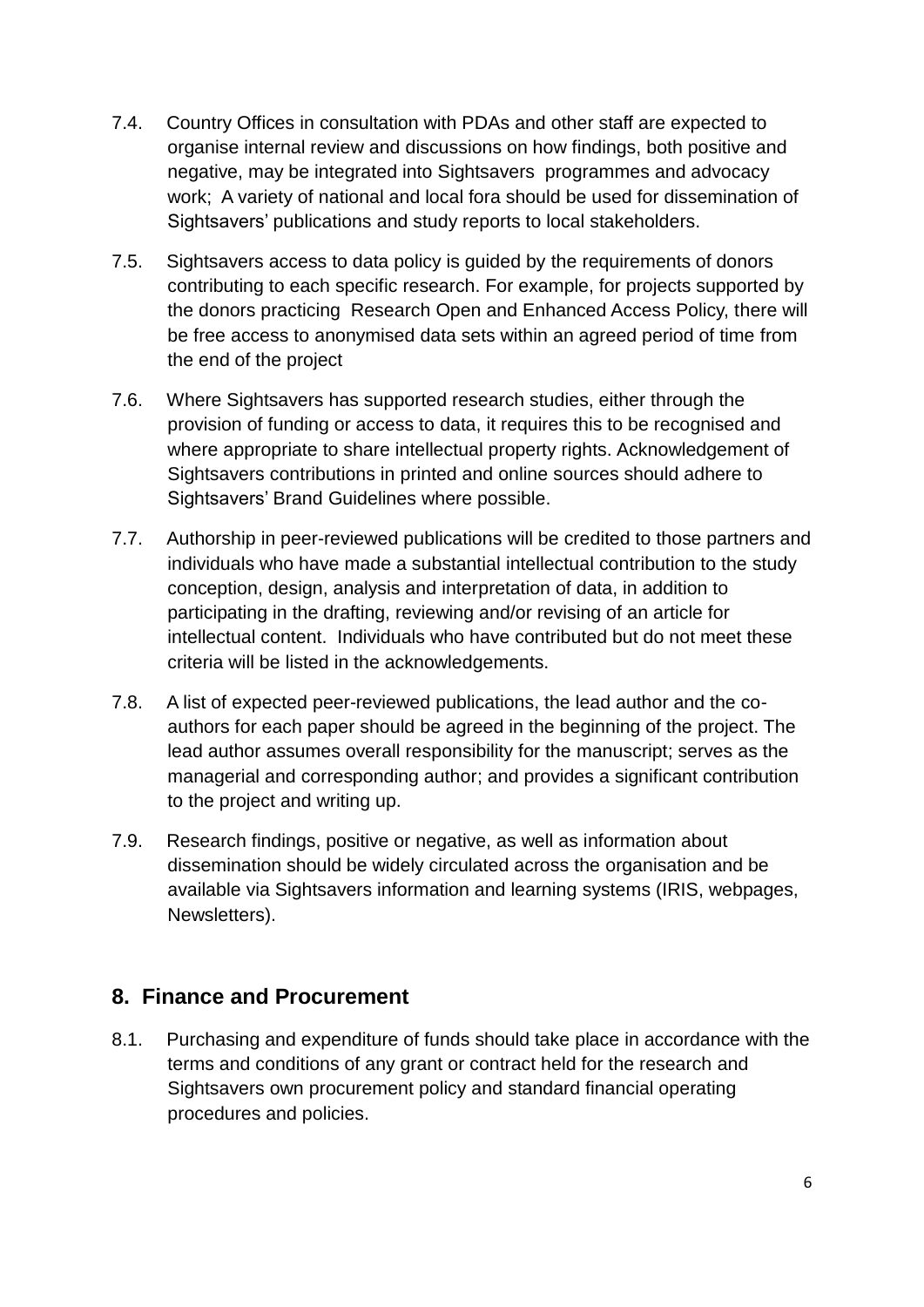7.4. Country Offices in consultation with PDAs and other staff are expected to organise internal review and discussions on how findings, both positive and negative, may be integrated into Sightsavers programmes and advocacy work; A variety of national and local fora should be used for dissemination of Sightsavers' publications and study reports to local stakeholders.

7.5. Sightsavers access to data policy is guided by the requirements of donors contributing to each specific research. For example, for projects supported by the donors practicing Research Open and Enhanced Access Policy, there will be free access to anonymised data sets within an agreed period of time from the end of the project

7.6. Where Sightsavers has supported research studies, either through the provision of funding or access to data, it requires this to be recognised and where appropriate to share intellectual property rights. Acknowledgement of Sightsavers contributions in printed and online sources should adhere to Sightsavers' Brand Guidelines where possible.

7.7. Authorship in peer-reviewed publications will be credited to those partners and individuals who have made a substantial intellectual contribution to the study conception, design, analysis and interpretation of data, in addition to participating in the drafting, reviewing and/or revising of an article for intellectual content. Individuals who have contributed but do not meet these criteria will be listed in the acknowledgements.

7.8. A list of expected peer-reviewed publications, the lead author and the co-authors for each paper should be agreed in the beginning of the project. The lead author assumes overall responsibility for the manuscript; serves as the managerial and corresponding author; and provides a significant contribution to the project and writing up.

7.9. Research findings, positive or negative, as well as information about dissemination should be widely circulated across the organisation and be available via Sightsavers information and learning systems (IRIS, webpages, Newsletters).

## 8. Finance and Procurement

8.1. Purchasing and expenditure of funds should take place in accordance with the terms and conditions of any grant or contract held for the research and Sightsavers own procurement policy and standard financial operating procedures and policies.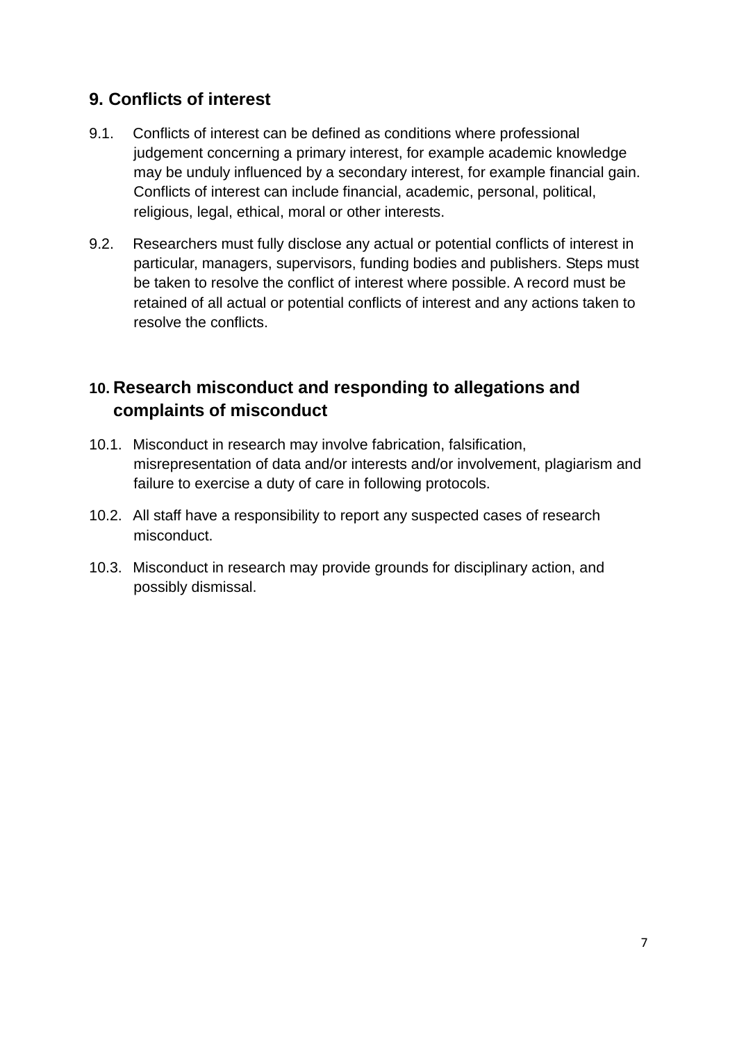## 9. Conflicts of interest

9.1. Conflicts of interest can be defined as conditions where professional judgement concerning a primary interest, for example academic knowledge may be unduly influenced by a secondary interest, for example financial gain. Conflicts of interest can include financial, academic, personal, political, religious, legal, ethical, moral or other interests.

9.2. Researchers must fully disclose any actual or potential conflicts of interest in particular, managers, supervisors, funding bodies and publishers. Steps must be taken to resolve the conflict of interest where possible. A record must be retained of all actual or potential conflicts of interest and any actions taken to resolve the conflicts.

## 10. Research misconduct and responding to allegations and complaints of misconduct

10.1. Misconduct in research may involve fabrication, falsification, misrepresentation of data and/or interests and/or involvement, plagiarism and failure to exercise a duty of care in following protocols.

10.2. All staff have a responsibility to report any suspected cases of research misconduct.

10.3. Misconduct in research may provide grounds for disciplinary action, and possibly dismissal.